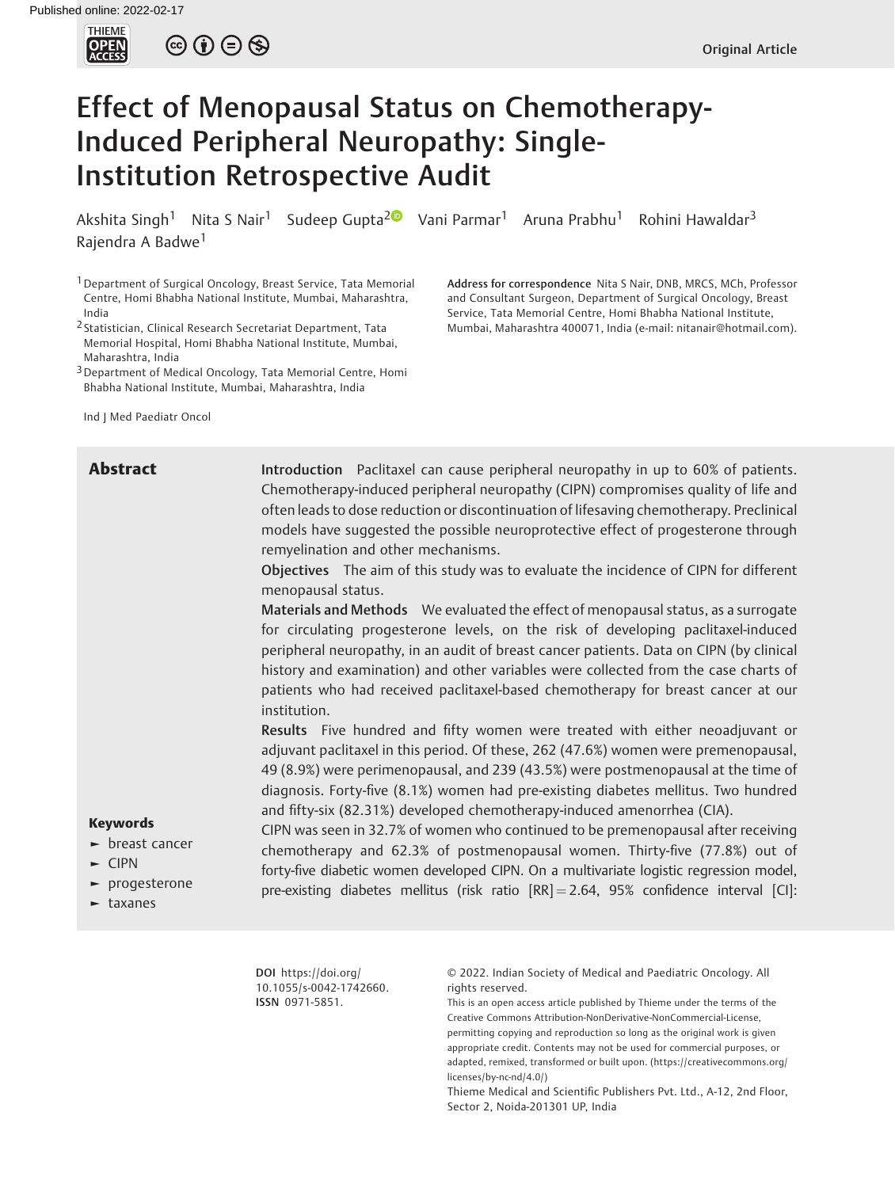Published online: 2022-02-17

Original Article

# Effect of Menopausal Status on Chemotherapy-Induced Peripheral Neuropathy: Single-Institution Retrospective Audit

Akshita Singh[1] Nita S Nair[1] Sudeep Gupta[2] Vani Parmar[1] Aruna Prabhu[1] Rohini Hawaldar[3] Rajendra A Badwe[1]

[1] Department of Surgical Oncology, Breast Service, Tata Memorial Centre, Homi Bhabha National Institute, Mumbai, Maharashtra, India

[2] Statistician, Clinical Research Secretariat Department, Tata Memorial Hospital, Homi Bhabha National Institute, Mumbai, Maharashtra, India

[3] Department of Medical Oncology, Tata Memorial Centre, Homi Bhabha National Institute, Mumbai, Maharashtra, India

**Address for correspondence** Nita S Nair, DNB, MRCS, MCh, Professor and Consultant Surgeon, Department of Surgical Oncology, Breast Service, Tata Memorial Centre, Homi Bhabha National Institute, Mumbai, Maharashtra 400071, India (e-mail: nitanair@hotmail.com).

Ind J Med Paediatr Oncol

## Abstract

**Introduction** Paclitaxel can cause peripheral neuropathy in up to 60% of patients. Chemotherapy-induced peripheral neuropathy (CIPN) compromises quality of life and often leads to dose reduction or discontinuation of lifesaving chemotherapy. Preclinical models have suggested the possible neuroprotective effect of progesterone through remyelination and other mechanisms.

**Objectives** The aim of this study was to evaluate the incidence of CIPN for different menopausal status.

**Materials and Methods** We evaluated the effect of menopausal status, as a surrogate for circulating progesterone levels, on the risk of developing paclitaxel-induced peripheral neuropathy, in an audit of breast cancer patients. Data on CIPN (by clinical history and examination) and other variables were collected from the case charts of patients who had received paclitaxel-based chemotherapy for breast cancer at our institution.

**Results** Five hundred and fifty women were treated with either neoadjuvant or adjuvant paclitaxel in this period. Of these, 262 (47.6%) women were premenopausal, 49 (8.9%) were perimenopausal, and 239 (43.5%) were postmenopausal at the time of diagnosis. Forty-five (8.1%) women had pre-existing diabetes mellitus. Two hundred and fifty-six (82.31%) developed chemotherapy-induced amenorrhea (CIA).

CIPN was seen in 32.7% of women who continued to be premenopausal after receiving chemotherapy and 62.3% of postmenopausal women. Thirty-five (77.8%) out of forty-five diabetic women developed CIPN. On a multivariate logistic regression model, pre-existing diabetes mellitus (risk ratio [RR] = 2.64, 95% confidence interval [CI]:

**Keywords**

- breast cancer
- CIPN
- progesterone
- taxanes

**DOI** https://doi.org/10.1055/s-0042-1742660.
**ISSN** 0971-5851.

© 2022. Indian Society of Medical and Paediatric Oncology. All rights reserved.

This is an open access article published by Thieme under the terms of the Creative Commons Attribution-NonDerivative-NonCommercial-License, permitting copying and reproduction so long as the original work is given appropriate credit. Contents may not be used for commercial purposes, or adapted, remixed, transformed or built upon. (https://creativecommons.org/licenses/by-nc-nd/4.0/)

Thieme Medical and Scientific Publishers Pvt. Ltd., A-12, 2nd Floor, Sector 2, Noida-201301 UP, India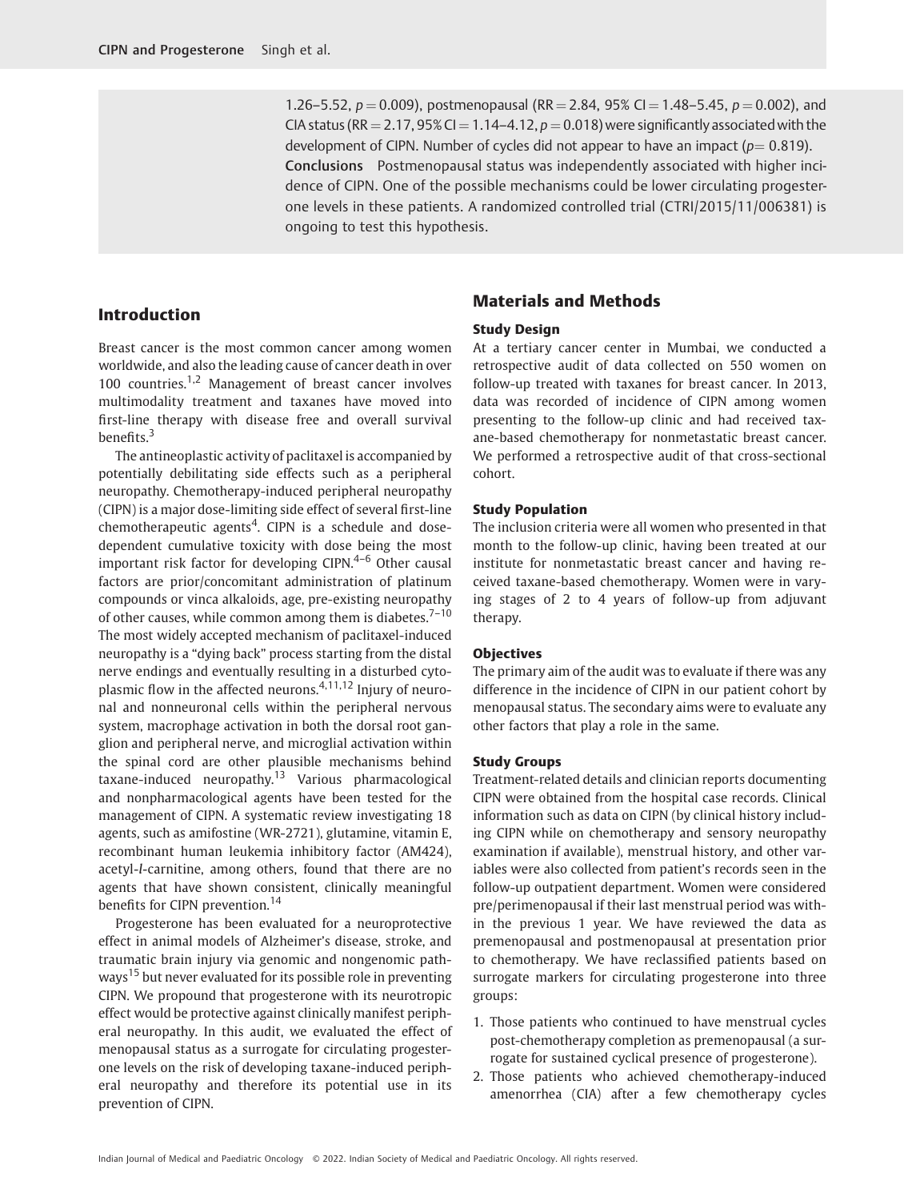1.26–5.52, $p = 0.009$), postmenopausal (RR = 2.84, 95% CI = 1.48–5.45, $p = 0.002$), and CIA status (RR = 2.17, 95% CI = 1.14–4.12, $p = 0.018$) were significantly associated with the development of CIPN. Number of cycles did not appear to have an impact ($p = 0.819$).

**Conclusions** Postmenopausal status was independently associated with higher incidence of CIPN. One of the possible mechanisms could be lower circulating progesterone levels in these patients. A randomized controlled trial (CTRI/2015/11/006381) is ongoing to test this hypothesis.

## Introduction

Breast cancer is the most common cancer among women worldwide, and also the leading cause of cancer death in over 100 countries.[1,2] Management of breast cancer involves multimodality treatment and taxanes have moved into first-line therapy with disease free and overall survival benefits.[3]

The antineoplastic activity of paclitaxel is accompanied by potentially debilitating side effects such as a peripheral neuropathy. Chemotherapy-induced peripheral neuropathy (CIPN) is a major dose-limiting side effect of several first-line chemotherapeutic agents[4]. CIPN is a schedule and dose-dependent cumulative toxicity with dose being the most important risk factor for developing CIPN.[4–6] Other causal factors are prior/concomitant administration of platinum compounds or vinca alkaloids, age, pre-existing neuropathy of other causes, while common among them is diabetes.[7–10] The most widely accepted mechanism of paclitaxel-induced neuropathy is a "dying back" process starting from the distal nerve endings and eventually resulting in a disturbed cytoplasmic flow in the affected neurons.[4,11,12] Injury of neuronal and nonneuronal cells within the peripheral nervous system, macrophage activation in both the dorsal root ganglion and peripheral nerve, and microglial activation within the spinal cord are other plausible mechanisms behind taxane-induced neuropathy.[13] Various pharmacological and nonpharmacological agents have been tested for the management of CIPN. A systematic review investigating 18 agents, such as amifostine (WR-2721), glutamine, vitamin E, recombinant human leukemia inhibitory factor (AM424), acetyl-*l*-carnitine, among others, found that there are no agents that have shown consistent, clinically meaningful benefits for CIPN prevention.[14]

Progesterone has been evaluated for a neuroprotective effect in animal models of Alzheimer's disease, stroke, and traumatic brain injury via genomic and nongenomic pathways[15] but never evaluated for its possible role in preventing CIPN. We propound that progesterone with its neurotropic effect would be protective against clinically manifest peripheral neuropathy. In this audit, we evaluated the effect of menopausal status as a surrogate for circulating progesterone levels on the risk of developing taxane-induced peripheral neuropathy and therefore its potential use in its prevention of CIPN.

## Materials and Methods

### Study Design

At a tertiary cancer center in Mumbai, we conducted a retrospective audit of data collected on 550 women on follow-up treated with taxanes for breast cancer. In 2013, data was recorded of incidence of CIPN among women presenting to the follow-up clinic and had received taxane-based chemotherapy for nonmetastatic breast cancer. We performed a retrospective audit of that cross-sectional cohort.

### Study Population

The inclusion criteria were all women who presented in that month to the follow-up clinic, having been treated at our institute for nonmetastatic breast cancer and having received taxane-based chemotherapy. Women were in varying stages of 2 to 4 years of follow-up from adjuvant therapy.

### Objectives

The primary aim of the audit was to evaluate if there was any difference in the incidence of CIPN in our patient cohort by menopausal status. The secondary aims were to evaluate any other factors that play a role in the same.

### Study Groups

Treatment-related details and clinician reports documenting CIPN were obtained from the hospital case records. Clinical information such as data on CIPN (by clinical history including CIPN while on chemotherapy and sensory neuropathy examination if available), menstrual history, and other variables were also collected from patient's records seen in the follow-up outpatient department. Women were considered pre/perimenopausal if their last menstrual period was within the previous 1 year. We have reviewed the data as premenopausal and postmenopausal at presentation prior to chemotherapy. We have reclassified patients based on surrogate markers for circulating progesterone into three groups:

1. Those patients who continued to have menstrual cycles post-chemotherapy completion as premenopausal (a surrogate for sustained cyclical presence of progesterone).
2. Those patients who achieved chemotherapy-induced amenorrhea (CIA) after a few chemotherapy cycles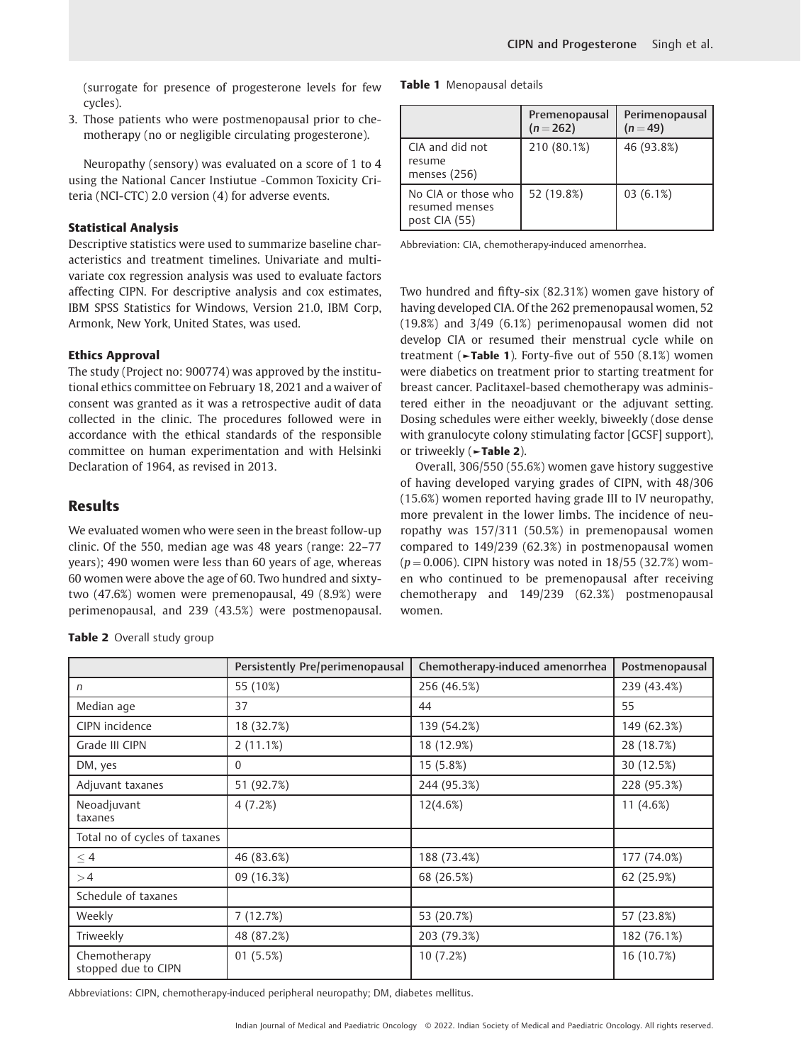(surrogate for presence of progesterone levels for few cycles).

3. Those patients who were postmenopausal prior to chemotherapy (no or negligible circulating progesterone).

Neuropathy (sensory) was evaluated on a score of 1 to 4 using the National Cancer Instiutue -Common Toxicity Criteria (NCI-CTC) 2.0 version (4) for adverse events.

### Statistical Analysis

Descriptive statistics were used to summarize baseline characteristics and treatment timelines. Univariate and multivariate cox regression analysis was used to evaluate factors affecting CIPN. For descriptive analysis and cox estimates, IBM SPSS Statistics for Windows, Version 21.0, IBM Corp, Armonk, New York, United States, was used.

### Ethics Approval

The study (Project no: 900774) was approved by the institutional ethics committee on February 18, 2021 and a waiver of consent was granted as it was a retrospective audit of data collected in the clinic. The procedures followed were in accordance with the ethical standards of the responsible committee on human experimentation and with Helsinki Declaration of 1964, as revised in 2013.

## Results

We evaluated women who were seen in the breast follow-up clinic. Of the 550, median age was 48 years (range: 22–77 years); 490 women were less than 60 years of age, whereas 60 women were above the age of 60. Two hundred and sixty-two (47.6%) women were premenopausal, 49 (8.9%) were perimenopausal, and 239 (43.5%) were postmenopausal.

**Table 1** Menopausal details

| | Premenopausal ($n = 262$) | Perimenopausal ($n = 49$) |
|---|---|---|
| CIA and did not resume menses (256) | 210 (80.1%) | 46 (93.8%) |
| No CIA or those who resumed menses post CIA (55) | 52 (19.8%) | 03 (6.1%) |

Abbreviation: CIA, chemotherapy-induced amenorrhea.

Two hundred and fifty-six (82.31%) women gave history of having developed CIA. Of the 262 premenopausal women, 52 (19.8%) and 3/49 (6.1%) perimenopausal women did not develop CIA or resumed their menstrual cycle while on treatment (►**Table 1**). Forty-five out of 550 (8.1%) women were diabetics on treatment prior to starting treatment for breast cancer. Paclitaxel-based chemotherapy was administered either in the neoadjuvant or the adjuvant setting. Dosing schedules were either weekly, biweekly (dose dense with granulocyte colony stimulating factor [GCSF] support), or triweekly (►**Table 2**).

Overall, 306/550 (55.6%) women gave history suggestive of having developed varying grades of CIPN, with 48/306 (15.6%) women reported having grade III to IV neuropathy, more prevalent in the lower limbs. The incidence of neuropathy was 157/311 (50.5%) in premenopausal women compared to 149/239 (62.3%) in postmenopausal women ($p = 0.006$). CIPN history was noted in 18/55 (32.7%) women who continued to be premenopausal after receiving chemotherapy and 149/239 (62.3%) postmenopausal women.

**Table 2** Overall study group

| | Persistently Pre/perimenopausal | Chemotherapy-induced amenorrhea | Postmenopausal |
|---|---|---|---|
| n | 55 (10%) | 256 (46.5%) | 239 (43.4%) |
| Median age | 37 | 44 | 55 |
| CIPN incidence | 18 (32.7%) | 139 (54.2%) | 149 (62.3%) |
| Grade III CIPN | 2 (11.1%) | 18 (12.9%) | 28 (18.7%) |
| DM, yes | 0 | 15 (5.8%) | 30 (12.5%) |
| Adjuvant taxanes | 51 (92.7%) | 244 (95.3%) | 228 (95.3%) |
| Neoadjuvant taxanes | 4 (7.2%) | 12(4.6%) | 11 (4.6%) |
| Total no of cycles of taxanes | | | |
| ≤ 4 | 46 (83.6%) | 188 (73.4%) | 177 (74.0%) |
| > 4 | 09 (16.3%) | 68 (26.5%) | 62 (25.9%) |
| Schedule of taxanes | | | |
| Weekly | 7 (12.7%) | 53 (20.7%) | 57 (23.8%) |
| Triweekly | 48 (87.2%) | 203 (79.3%) | 182 (76.1%) |
| Chemotherapy stopped due to CIPN | 01 (5.5%) | 10 (7.2%) | 16 (10.7%) |

Abbreviations: CIPN, chemotherapy-induced peripheral neuropathy; DM, diabetes mellitus.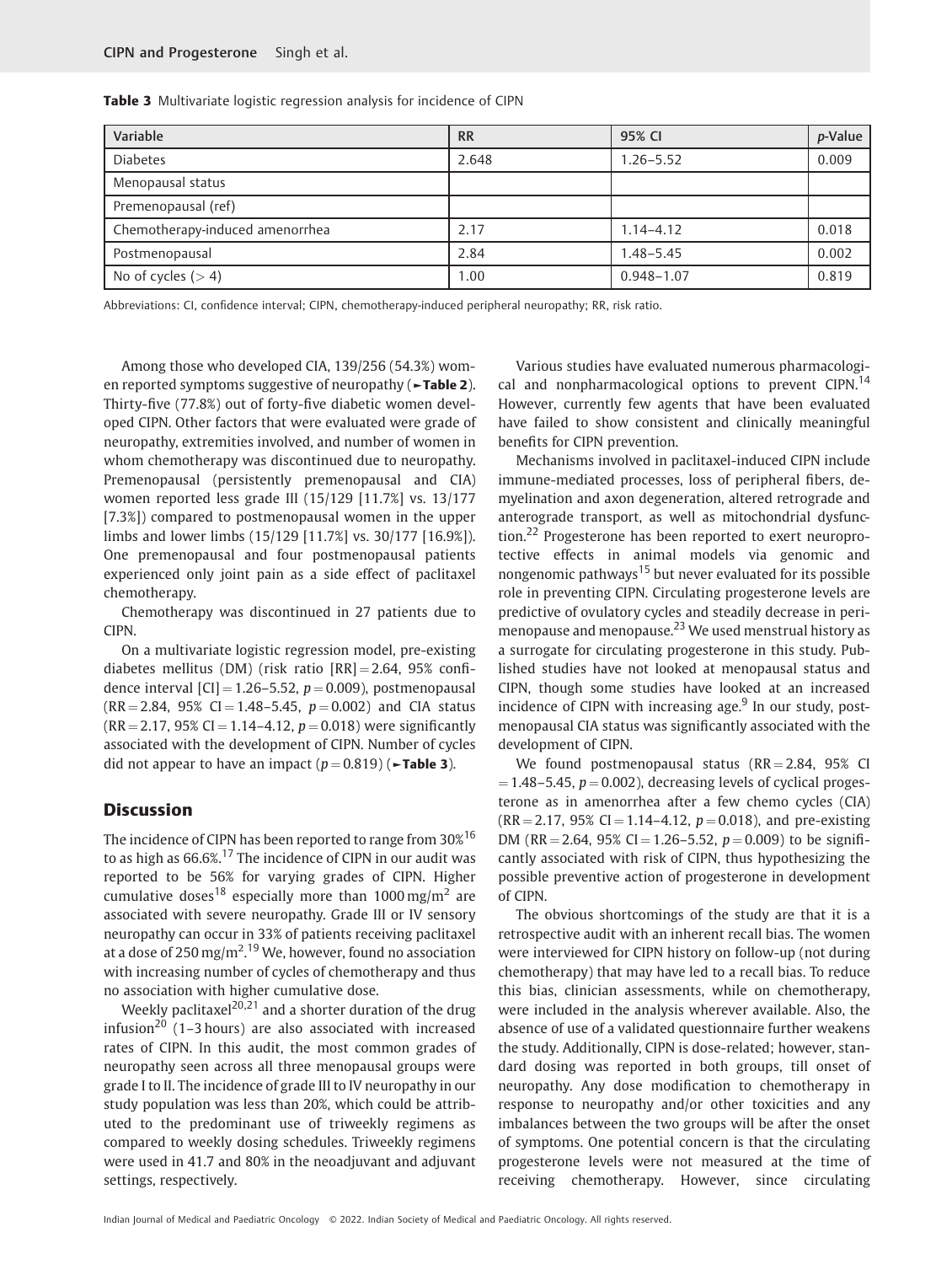**Table 3** Multivariate logistic regression analysis for incidence of CIPN

| Variable | RR | 95% CI | *p*-Value |
|---|---|---|---|
| Diabetes | 2.648 | 1.26–5.52 | 0.009 |
| Menopausal status | | | |
| Premenopausal (ref) | | | |
| Chemotherapy-induced amenorrhea | 2.17 | 1.14–4.12 | 0.018 |
| Postmenopausal | 2.84 | 1.48–5.45 | 0.002 |
| No of cycles (> 4) | 1.00 | 0.948–1.07 | 0.819 |

Abbreviations: CI, confidence interval; CIPN, chemotherapy-induced peripheral neuropathy; RR, risk ratio.

Among those who developed CIA, 139/256 (54.3%) women reported symptoms suggestive of neuropathy (►**Table 2**). Thirty-five (77.8%) out of forty-five diabetic women developed CIPN. Other factors that were evaluated were grade of neuropathy, extremities involved, and number of women in whom chemotherapy was discontinued due to neuropathy. Premenopausal (persistently premenopausal and CIA) women reported less grade III (15/129 [11.7%] vs. 13/177 [7.3%]) compared to postmenopausal women in the upper limbs and lower limbs (15/129 [11.7%] vs. 30/177 [16.9%]). One premenopausal and four postmenopausal patients experienced only joint pain as a side effect of paclitaxel chemotherapy.

Chemotherapy was discontinued in 27 patients due to CIPN.

On a multivariate logistic regression model, pre-existing diabetes mellitus (DM) (risk ratio [RR] = 2.64, 95% confidence interval [CI] = 1.26–5.52, $p = 0.009$), postmenopausal (RR = 2.84, 95% CI = 1.48–5.45, $p = 0.002$) and CIA status (RR = 2.17, 95% CI = 1.14–4.12, $p = 0.018$) were significantly associated with the development of CIPN. Number of cycles did not appear to have an impact ($p = 0.819$) (►**Table 3**).

## Discussion

The incidence of CIPN has been reported to range from 30%[16] to as high as 66.6%.[17] The incidence of CIPN in our audit was reported to be 56% for varying grades of CIPN. Higher cumulative doses[18] especially more than 1000 mg/m$^2$ are associated with severe neuropathy. Grade III or IV sensory neuropathy can occur in 33% of patients receiving paclitaxel at a dose of 250 mg/m$^2$.[19] We, however, found no association with increasing number of cycles of chemotherapy and thus no association with higher cumulative dose.

Weekly paclitaxel[20,21] and a shorter duration of the drug infusion[20] (1–3 hours) are also associated with increased rates of CIPN. In this audit, the most common grades of neuropathy seen across all three menopausal groups were grade I to II. The incidence of grade III to IV neuropathy in our study population was less than 20%, which could be attributed to the predominant use of triweekly regimens as compared to weekly dosing schedules. Triweekly regimens were used in 41.7 and 80% in the neoadjuvant and adjuvant settings, respectively.

Various studies have evaluated numerous pharmacological and nonpharmacological options to prevent CIPN.[14] However, currently few agents that have been evaluated have failed to show consistent and clinically meaningful benefits for CIPN prevention.

Mechanisms involved in paclitaxel-induced CIPN include immune-mediated processes, loss of peripheral fibers, demyelination and axon degeneration, altered retrograde and anterograde transport, as well as mitochondrial dysfunction.[22] Progesterone has been reported to exert neuroprotective effects in animal models via genomic and nongenomic pathways[15] but never evaluated for its possible role in preventing CIPN. Circulating progesterone levels are predictive of ovulatory cycles and steadily decrease in perimenopause and menopause.[23] We used menstrual history as a surrogate for circulating progesterone in this study. Published studies have not looked at menopausal status and CIPN, though some studies have looked at an increased incidence of CIPN with increasing age.[9] In our study, postmenopausal CIA status was significantly associated with the development of CIPN.

We found postmenopausal status (RR = 2.84, 95% CI = 1.48–5.45, $p = 0.002$), decreasing levels of cyclical progesterone as in amenorrhea after a few chemo cycles (CIA) (RR = 2.17, 95% CI = 1.14–4.12, $p = 0.018$), and pre-existing DM (RR = 2.64, 95% CI = 1.26–5.52, $p = 0.009$) to be significantly associated with risk of CIPN, thus hypothesizing the possible preventive action of progesterone in development of CIPN.

The obvious shortcomings of the study are that it is a retrospective audit with an inherent recall bias. The women were interviewed for CIPN history on follow-up (not during chemotherapy) that may have led to a recall bias. To reduce this bias, clinician assessments, while on chemotherapy, were included in the analysis wherever available. Also, the absence of use of a validated questionnaire further weakens the study. Additionally, CIPN is dose-related; however, standard dosing was reported in both groups, till onset of neuropathy. Any dose modification to chemotherapy in response to neuropathy and/or other toxicities and any imbalances between the two groups will be after the onset of symptoms. One potential concern is that the circulating progesterone levels were not measured at the time of receiving chemotherapy. However, since circulating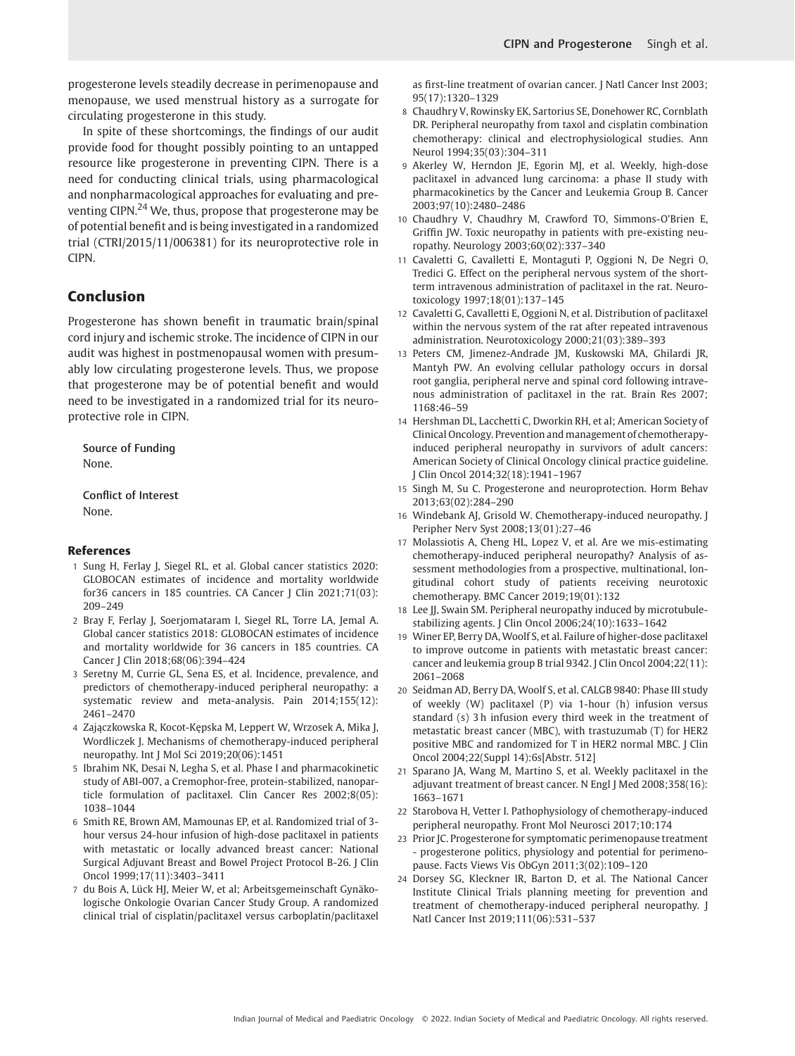progesterone levels steadily decrease in perimenopause and menopause, we used menstrual history as a surrogate for circulating progesterone in this study.

In spite of these shortcomings, the findings of our audit provide food for thought possibly pointing to an untapped resource like progesterone in preventing CIPN. There is a need for conducting clinical trials, using pharmacological and nonpharmacological approaches for evaluating and preventing CIPN.[24] We, thus, propose that progesterone may be of potential benefit and is being investigated in a randomized trial (CTRI/2015/11/006381) for its neuroprotective role in CIPN.

## Conclusion

Progesterone has shown benefit in traumatic brain/spinal cord injury and ischemic stroke. The incidence of CIPN in our audit was highest in postmenopausal women with presumably low circulating progesterone levels. Thus, we propose that progesterone may be of potential benefit and would need to be investigated in a randomized trial for its neuroprotective role in CIPN.

Source of Funding
None.

Conflict of Interest
None.

### References

1. Sung H, Ferlay J, Siegel RL, et al. Global cancer statistics 2020: GLOBOCAN estimates of incidence and mortality worldwide for36 cancers in 185 countries. CA Cancer J Clin 2021;71(03): 209–249
2. Bray F, Ferlay J, Soerjomataram I, Siegel RL, Torre LA, Jemal A. Global cancer statistics 2018: GLOBOCAN estimates of incidence and mortality worldwide for 36 cancers in 185 countries. CA Cancer J Clin 2018;68(06):394–424
3. Seretny M, Currie GL, Sena ES, et al. Incidence, prevalence, and predictors of chemotherapy-induced peripheral neuropathy: a systematic review and meta-analysis. Pain 2014;155(12): 2461–2470
4. Zajączkowska R, Kocot-Kępska M, Leppert W, Wrzosek A, Mika J, Wordliczek J. Mechanisms of chemotherapy-induced peripheral neuropathy. Int J Mol Sci 2019;20(06):1451
5. Ibrahim NK, Desai N, Legha S, et al. Phase I and pharmacokinetic study of ABI-007, a Cremophor-free, protein-stabilized, nanoparticle formulation of paclitaxel. Clin Cancer Res 2002;8(05): 1038–1044
6. Smith RE, Brown AM, Mamounas EP, et al. Randomized trial of 3-hour versus 24-hour infusion of high-dose paclitaxel in patients with metastatic or locally advanced breast cancer: National Surgical Adjuvant Breast and Bowel Project Protocol B-26. J Clin Oncol 1999;17(11):3403–3411
7. du Bois A, Lück HJ, Meier W, et al; Arbeitsgemeinschaft Gynäkologische Onkologie Ovarian Cancer Study Group. A randomized clinical trial of cisplatin/paclitaxel versus carboplatin/paclitaxel as first-line treatment of ovarian cancer. J Natl Cancer Inst 2003; 95(17):1320–1329
8. Chaudhry V, Rowinsky EK, Sartorius SE, Donehower RC, Cornblath DR. Peripheral neuropathy from taxol and cisplatin combination chemotherapy: clinical and electrophysiological studies. Ann Neurol 1994;35(03):304–311
9. Akerley W, Herndon JE, Egorin MJ, et al. Weekly, high-dose paclitaxel in advanced lung carcinoma: a phase II study with pharmacokinetics by the Cancer and Leukemia Group B. Cancer 2003;97(10):2480–2486
10. Chaudhry V, Chaudhry M, Crawford TO, Simmons-O'Brien E, Griffin JW. Toxic neuropathy in patients with pre-existing neuropathy. Neurology 2003;60(02):337–340
11. Cavaletti G, Cavalletti E, Montaguti P, Oggioni N, De Negri O, Tredici G. Effect on the peripheral nervous system of the short-term intravenous administration of paclitaxel in the rat. Neurotoxicology 1997;18(01):137–145
12. Cavaletti G, Cavalletti E, Oggioni N, et al. Distribution of paclitaxel within the nervous system of the rat after repeated intravenous administration. Neurotoxicology 2000;21(03):389–393
13. Peters CM, Jimenez-Andrade JM, Kuskowski MA, Ghilardi JR, Mantyh PW. An evolving cellular pathology occurs in dorsal root ganglia, peripheral nerve and spinal cord following intravenous administration of paclitaxel in the rat. Brain Res 2007; 1168:46–59
14. Hershman DL, Lacchetti C, Dworkin RH, et al; American Society of Clinical Oncology. Prevention and management of chemotherapy-induced peripheral neuropathy in survivors of adult cancers: American Society of Clinical Oncology clinical practice guideline. J Clin Oncol 2014;32(18):1941–1967
15. Singh M, Su C. Progesterone and neuroprotection. Horm Behav 2013;63(02):284–290
16. Windebank AJ, Grisold W. Chemotherapy-induced neuropathy. J Peripher Nerv Syst 2008;13(01):27–46
17. Molassiotis A, Cheng HL, Lopez V, et al. Are we mis-estimating chemotherapy-induced peripheral neuropathy? Analysis of assessment methodologies from a prospective, multinational, longitudinal cohort study of patients receiving neurotoxic chemotherapy. BMC Cancer 2019;19(01):132
18. Lee JJ, Swain SM. Peripheral neuropathy induced by microtubule-stabilizing agents. J Clin Oncol 2006;24(10):1633–1642
19. Winer EP, Berry DA, Woolf S, et al. Failure of higher-dose paclitaxel to improve outcome in patients with metastatic breast cancer: cancer and leukemia group B trial 9342. J Clin Oncol 2004;22(11): 2061–2068
20. Seidman AD, Berry DA, Woolf S, et al. CALGB 9840: Phase III study of weekly (W) paclitaxel (P) via 1-hour (h) infusion versus standard (s) 3 h infusion every third week in the treatment of metastatic breast cancer (MBC), with trastuzumab (T) for HER2 positive MBC and randomized for T in HER2 normal MBC. J Clin Oncol 2004;22(Suppl 14):6s[Abstr. 512]
21. Sparano JA, Wang M, Martino S, et al. Weekly paclitaxel in the adjuvant treatment of breast cancer. N Engl J Med 2008;358(16): 1663–1671
22. Starobova H, Vetter I. Pathophysiology of chemotherapy-induced peripheral neuropathy. Front Mol Neurosci 2017;10:174
23. Prior JC. Progesterone for symptomatic perimenopause treatment - progesterone politics, physiology and potential for perimenopause. Facts Views Vis ObGyn 2011;3(02):109–120
24. Dorsey SG, Kleckner IR, Barton D, et al. The National Cancer Institute Clinical Trials planning meeting for prevention and treatment of chemotherapy-induced peripheral neuropathy. J Natl Cancer Inst 2019;111(06):531–537